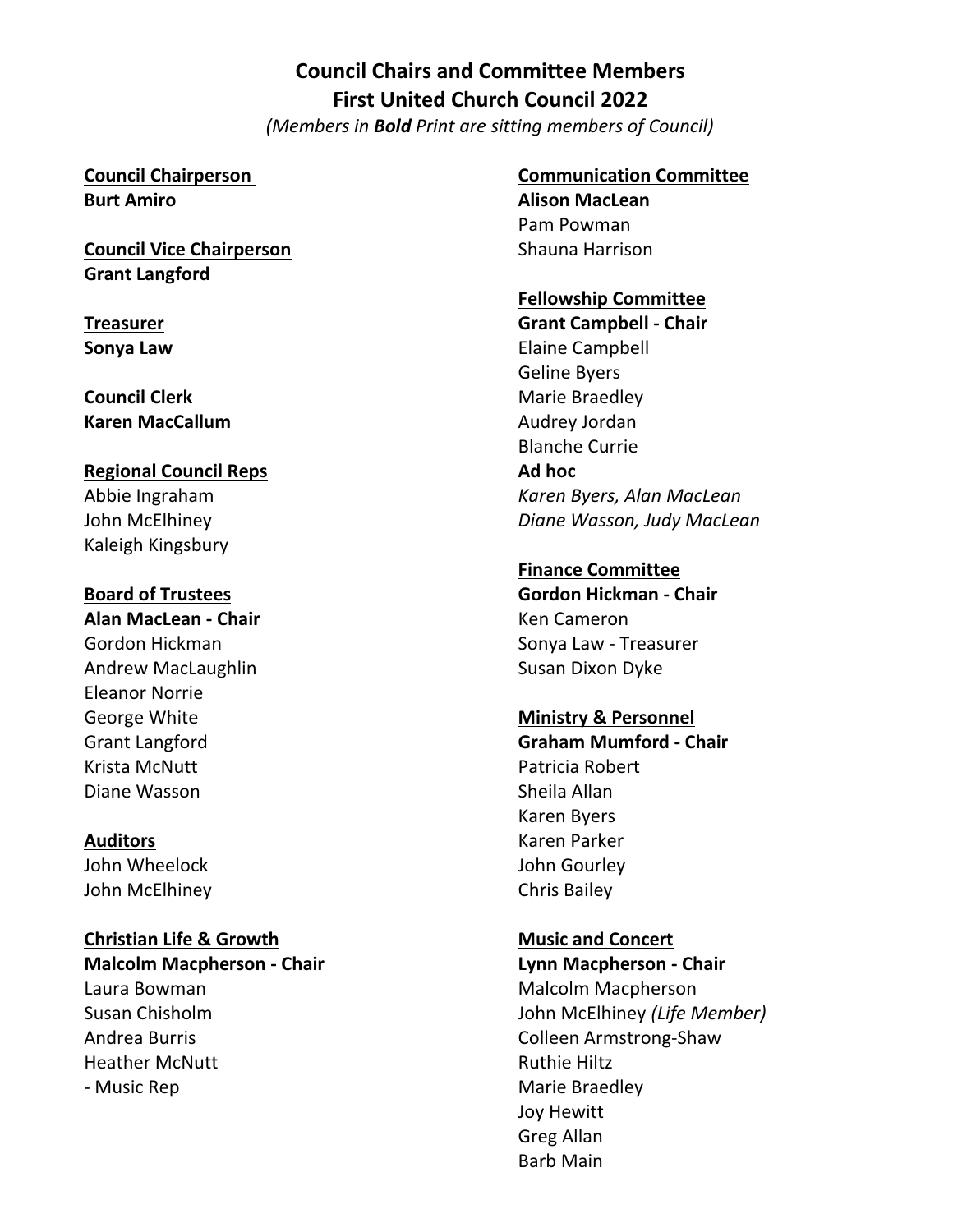# Council Chairs and Committee Members
# First United Church Council 2022

*(Members in **Bold** Print are sitting members of Council)*

<u>**Council Chairperson**</u>
**Burt Amiro**

<u>**Council Vice Chairperson**</u>
**Grant Langford**

<u>**Treasurer**</u>
**Sonya Law**

<u>**Council Clerk**</u>
**Karen MacCallum**

<u>**Regional Council Reps**</u>
Abbie Ingraham
John McElhiney
Kaleigh Kingsbury

<u>**Board of Trustees**</u>
**Alan MacLean - Chair**
Gordon Hickman
Andrew MacLaughlin
Eleanor Norrie
George White
Grant Langford
Krista McNutt
Diane Wasson

<u>**Auditors**</u>
John Wheelock
John McElhiney

<u>**Christian Life & Growth**</u>
**Malcolm Macpherson - Chair**
Laura Bowman
Susan Chisholm
Andrea Burris
Heather McNutt
- Music Rep

<u>**Communication Committee**</u>
**Alison MacLean**
Pam Powman
Shauna Harrison

<u>**Fellowship Committee**</u>
**Grant Campbell - Chair**
Elaine Campbell
Geline Byers
Marie Braedley
Audrey Jordan
Blanche Currie
**Ad hoc**
*Karen Byers, Alan MacLean*
*Diane Wasson, Judy MacLean*

<u>**Finance Committee**</u>
**Gordon Hickman - Chair**
Ken Cameron
Sonya Law - Treasurer
Susan Dixon Dyke

<u>**Ministry & Personnel**</u>
**Graham Mumford - Chair**
Patricia Robert
Sheila Allan
Karen Byers
Karen Parker
John Gourley
Chris Bailey

<u>**Music and Concert**</u>
**Lynn Macpherson - Chair**
Malcolm Macpherson
John McElhiney *(Life Member)*
Colleen Armstrong-Shaw
Ruthie Hiltz
Marie Braedley
Joy Hewitt
Greg Allan
Barb Main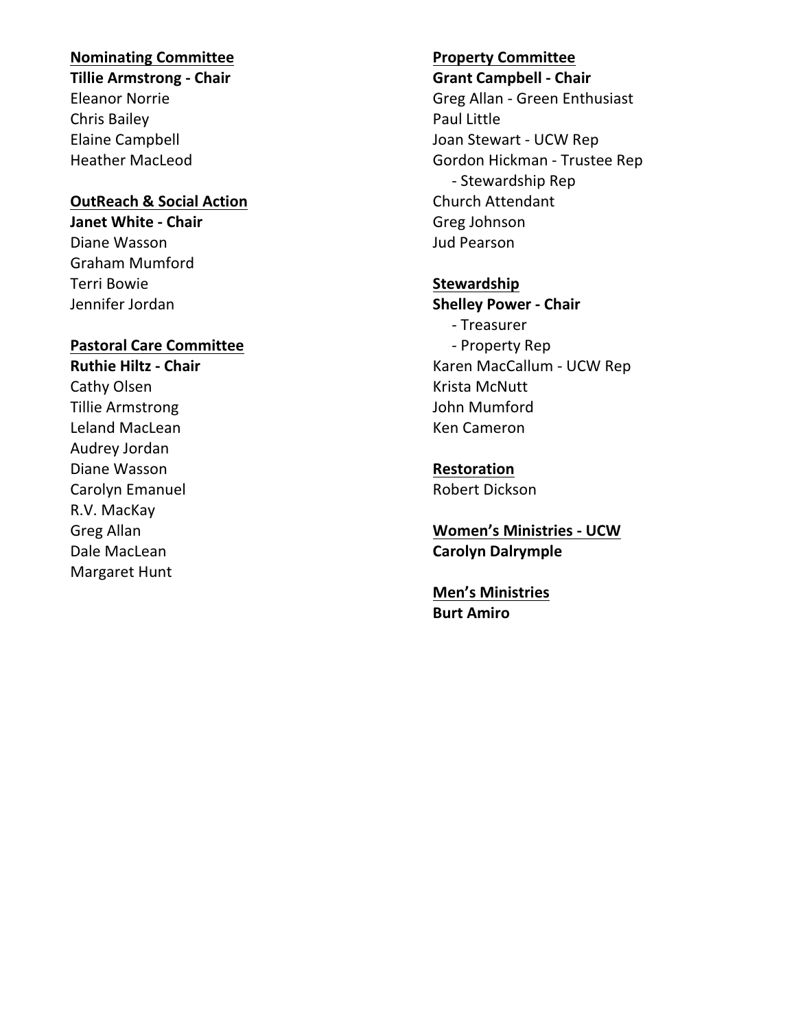**Nominating Committee**

**Tillie Armstrong - Chair**
Eleanor Norrie
Chris Bailey
Elaine Campbell
Heather MacLeod

**OutReach & Social Action**

**Janet White - Chair**
Diane Wasson
Graham Mumford
Terri Bowie
Jennifer Jordan

**Pastoral Care Committee**

**Ruthie Hiltz - Chair**
Cathy Olsen
Tillie Armstrong
Leland MacLean
Audrey Jordan
Diane Wasson
Carolyn Emanuel
R.V. MacKay
Greg Allan
Dale MacLean
Margaret Hunt

**Property Committee**

**Grant Campbell - Chair**
Greg Allan - Green Enthusiast
Paul Little
Joan Stewart - UCW Rep
Gordon Hickman - Trustee Rep
- Stewardship Rep

Church Attendant
Greg Johnson
Jud Pearson

**Stewardship**

**Shelley Power - Chair**
- Treasurer
- Property Rep

Karen MacCallum - UCW Rep
Krista McNutt
John Mumford
Ken Cameron

**Restoration**

Robert Dickson

**Women's Ministries - UCW**

**Carolyn Dalrymple**

**Men's Ministries**

**Burt Amiro**